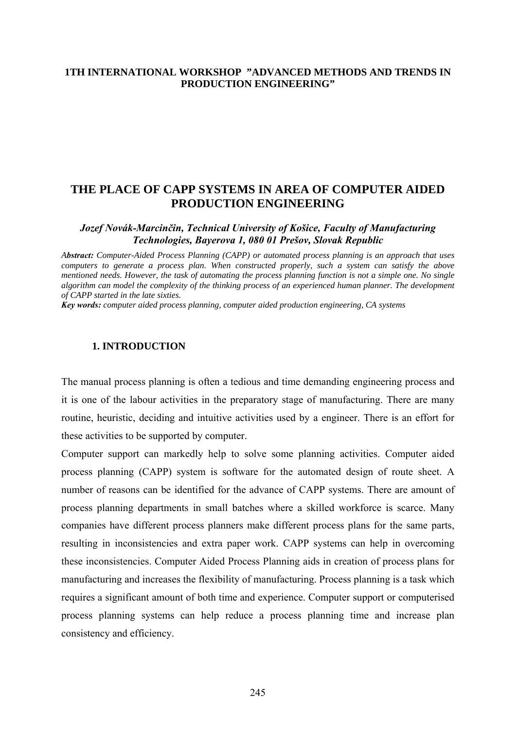**1TH INTERNATIONAL WORKSHOP "ADVANCED METHODS AND TRENDS IN PRODUCTION ENGINEERING"**

# THE PLACE OF CAPP SYSTEMS IN AREA OF COMPUTER AIDED PRODUCTION ENGINEERING

***Jozef Novák-Marcinčin, Technical University of Košice, Faculty of Manufacturing Technologies, Bayerova 1, 080 01 Prešov, Slovak Republic***

***Abstract:*** *Computer-Aided Process Planning (CAPP) or automated process planning is an approach that uses computers to generate a process plan. When constructed properly, such a system can satisfy the above mentioned needs. However, the task of automating the process planning function is not a simple one. No single algorithm can model the complexity of the thinking process of an experienced human planner. The development of CAPP started in the late sixties.*

***Key words:*** *computer aided process planning, computer aided production engineering, CA systems*

## 1. INTRODUCTION

The manual process planning is often a tedious and time demanding engineering process and it is one of the labour activities in the preparatory stage of manufacturing. There are many routine, heuristic, deciding and intuitive activities used by a engineer. There is an effort for these activities to be supported by computer.

Computer support can markedly help to solve some planning activities. Computer aided process planning (CAPP) system is software for the automated design of route sheet. A number of reasons can be identified for the advance of CAPP systems. There are amount of process planning departments in small batches where a skilled workforce is scarce. Many companies have different process planners make different process plans for the same parts, resulting in inconsistencies and extra paper work. CAPP systems can help in overcoming these inconsistencies. Computer Aided Process Planning aids in creation of process plans for manufacturing and increases the flexibility of manufacturing. Process planning is a task which requires a significant amount of both time and experience. Computer support or computerised process planning systems can help reduce a process planning time and increase plan consistency and efficiency.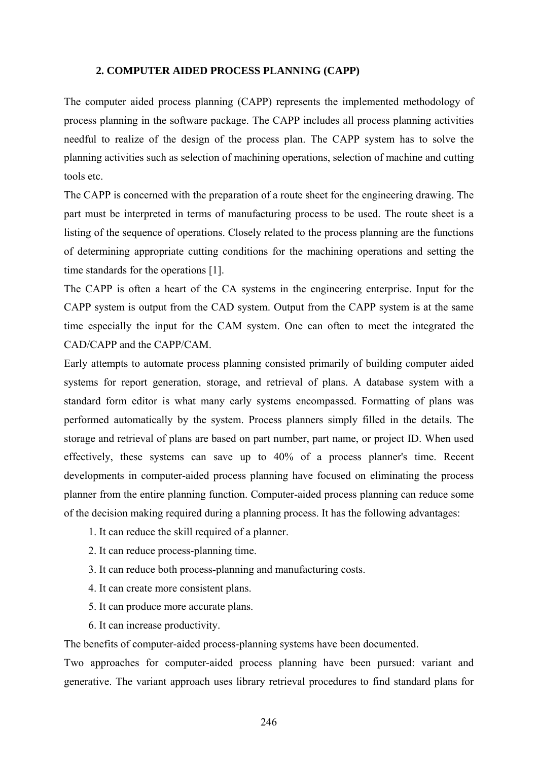## 2. COMPUTER AIDED PROCESS PLANNING (CAPP)

The computer aided process planning (CAPP) represents the implemented methodology of process planning in the software package. The CAPP includes all process planning activities needful to realize of the design of the process plan. The CAPP system has to solve the planning activities such as selection of machining operations, selection of machine and cutting tools etc.

The CAPP is concerned with the preparation of a route sheet for the engineering drawing. The part must be interpreted in terms of manufacturing process to be used. The route sheet is a listing of the sequence of operations. Closely related to the process planning are the functions of determining appropriate cutting conditions for the machining operations and setting the time standards for the operations [1].

The CAPP is often a heart of the CA systems in the engineering enterprise. Input for the CAPP system is output from the CAD system. Output from the CAPP system is at the same time especially the input for the CAM system. One can often to meet the integrated the CAD/CAPP and the CAPP/CAM.

Early attempts to automate process planning consisted primarily of building computer aided systems for report generation, storage, and retrieval of plans. A database system with a standard form editor is what many early systems encompassed. Formatting of plans was performed automatically by the system. Process planners simply filled in the details. The storage and retrieval of plans are based on part number, part name, or project ID. When used effectively, these systems can save up to 40% of a process planner's time. Recent developments in computer-aided process planning have focused on eliminating the process planner from the entire planning function. Computer-aided process planning can reduce some of the decision making required during a planning process. It has the following advantages:

1. It can reduce the skill required of a planner.
2. It can reduce process-planning time.
3. It can reduce both process-planning and manufacturing costs.
4. It can create more consistent plans.
5. It can produce more accurate plans.
6. It can increase productivity.

The benefits of computer-aided process-planning systems have been documented.

Two approaches for computer-aided process planning have been pursued: variant and generative. The variant approach uses library retrieval procedures to find standard plans for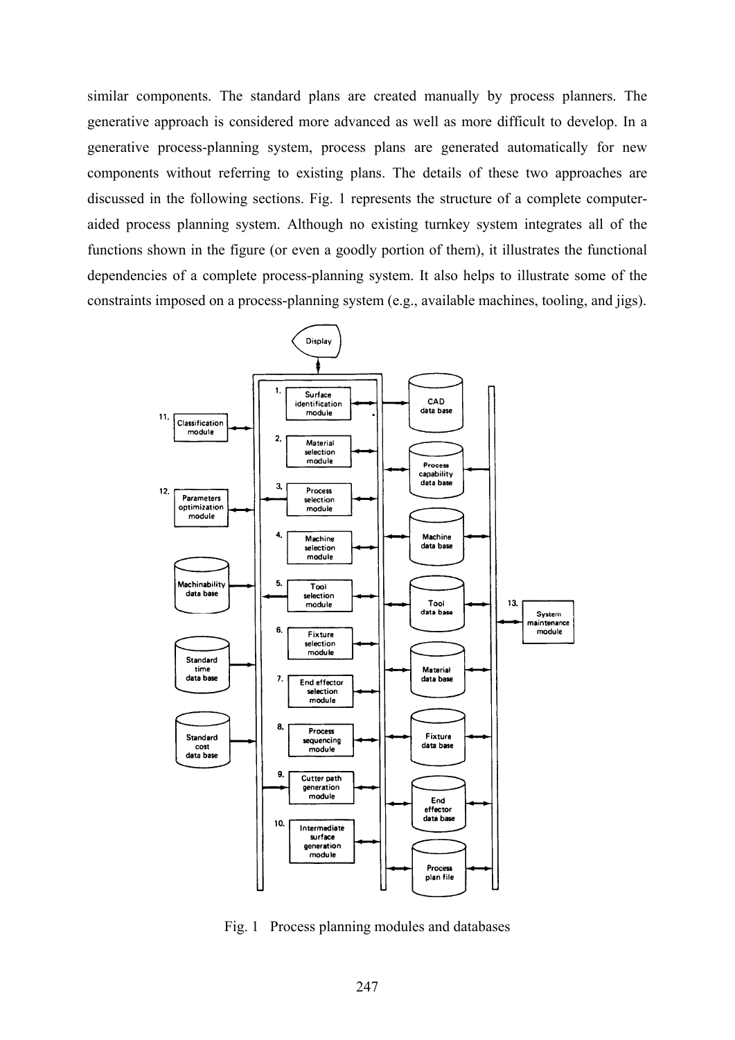similar components. The standard plans are created manually by process planners. The generative approach is considered more advanced as well as more difficult to develop. In a generative process-planning system, process plans are generated automatically for new components without referring to existing plans. The details of these two approaches are discussed in the following sections. Fig. 1 represents the structure of a complete computer-aided process planning system. Although no existing turnkey system integrates all of the functions shown in the figure (or even a goodly portion of them), it illustrates the functional dependencies of a complete process-planning system. It also helps to illustrate some of the constraints imposed on a process-planning system (e.g., available machines, tooling, and jigs).

Fig. 1 Process planning modules and databases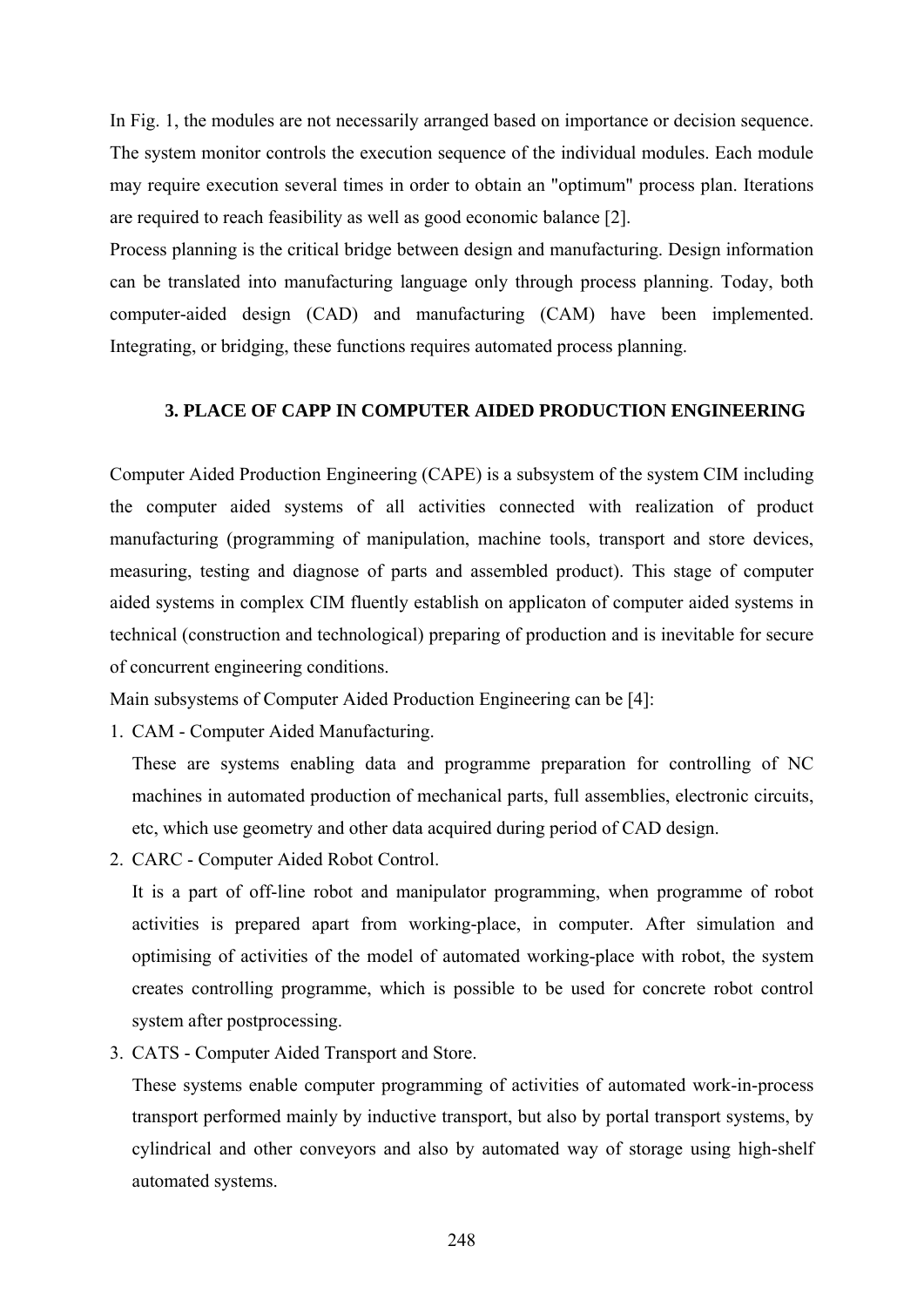In Fig. 1, the modules are not necessarily arranged based on importance or decision sequence. The system monitor controls the execution sequence of the individual modules. Each module may require execution several times in order to obtain an "optimum" process plan. Iterations are required to reach feasibility as well as good economic balance [2].

Process planning is the critical bridge between design and manufacturing. Design information can be translated into manufacturing language only through process planning. Today, both computer-aided design (CAD) and manufacturing (CAM) have been implemented. Integrating, or bridging, these functions requires automated process planning.

## 3. PLACE OF CAPP IN COMPUTER AIDED PRODUCTION ENGINEERING

Computer Aided Production Engineering (CAPE) is a subsystem of the system CIM including the computer aided systems of all activities connected with realization of product manufacturing (programming of manipulation, machine tools, transport and store devices, measuring, testing and diagnose of parts and assembled product). This stage of computer aided systems in complex CIM fluently establish on applicaton of computer aided systems in technical (construction and technological) preparing of production and is inevitable for secure of concurrent engineering conditions.

Main subsystems of Computer Aided Production Engineering can be [4]:

1. CAM - Computer Aided Manufacturing.

   These are systems enabling data and programme preparation for controlling of NC machines in automated production of mechanical parts, full assemblies, electronic circuits, etc, which use geometry and other data acquired during period of CAD design.

2. CARC - Computer Aided Robot Control.

   It is a part of off-line robot and manipulator programming, when programme of robot activities is prepared apart from working-place, in computer. After simulation and optimising of activities of the model of automated working-place with robot, the system creates controlling programme, which is possible to be used for concrete robot control system after postprocessing.

3. CATS - Computer Aided Transport and Store.

   These systems enable computer programming of activities of automated work-in-process transport performed mainly by inductive transport, but also by portal transport systems, by cylindrical and other conveyors and also by automated way of storage using high-shelf automated systems.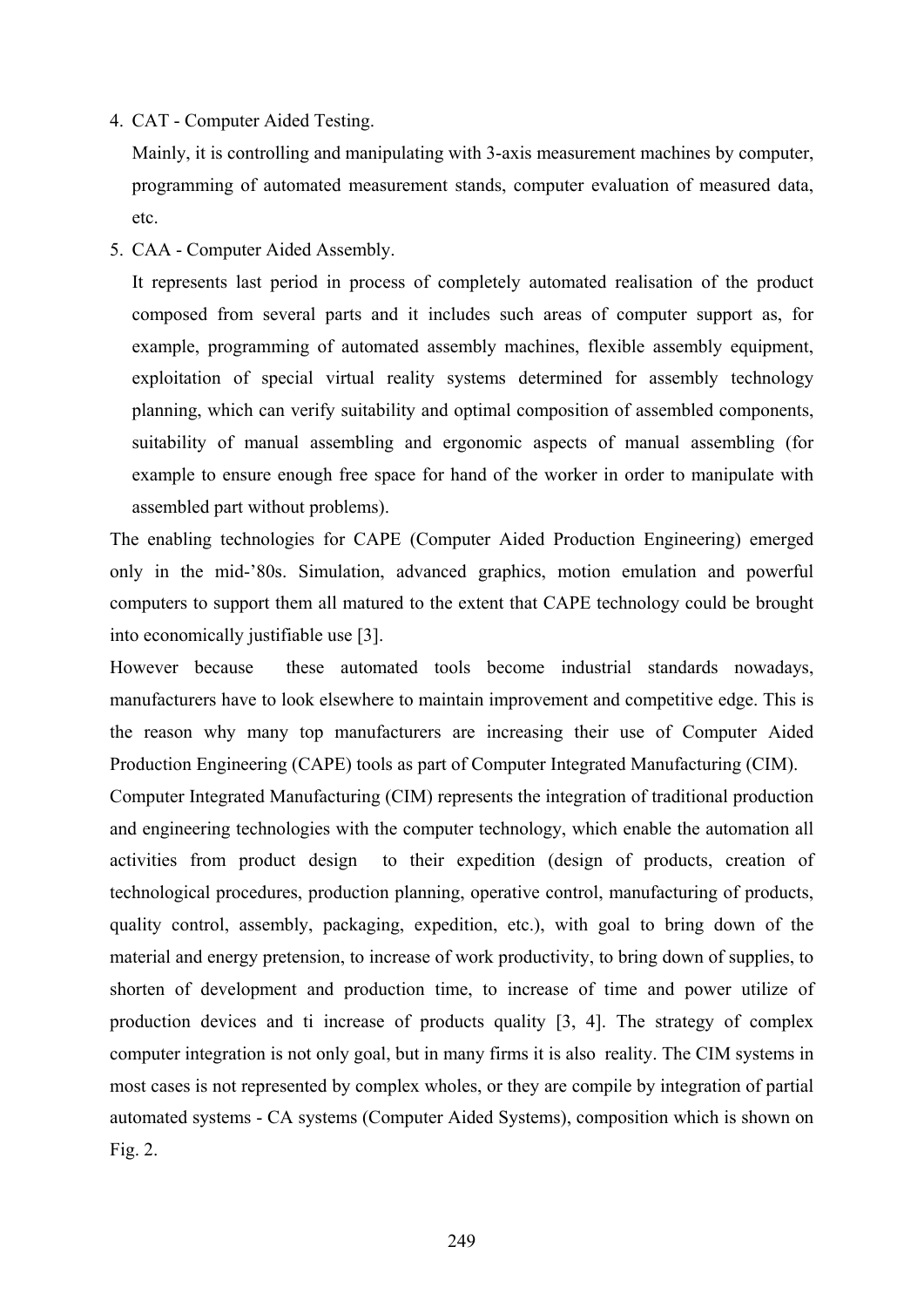4. CAT - Computer Aided Testing.

   Mainly, it is controlling and manipulating with 3-axis measurement machines by computer, programming of automated measurement stands, computer evaluation of measured data, etc.

5. CAA - Computer Aided Assembly.

   It represents last period in process of completely automated realisation of the product composed from several parts and it includes such areas of computer support as, for example, programming of automated assembly machines, flexible assembly equipment, exploitation of special virtual reality systems determined for assembly technology planning, which can verify suitability and optimal composition of assembled components, suitability of manual assembling and ergonomic aspects of manual assembling (for example to ensure enough free space for hand of the worker in order to manipulate with assembled part without problems).

The enabling technologies for CAPE (Computer Aided Production Engineering) emerged only in the mid-'80s. Simulation, advanced graphics, motion emulation and powerful computers to support them all matured to the extent that CAPE technology could be brought into economically justifiable use [3].

However because these automated tools become industrial standards nowadays, manufacturers have to look elsewhere to maintain improvement and competitive edge. This is the reason why many top manufacturers are increasing their use of Computer Aided Production Engineering (CAPE) tools as part of Computer Integrated Manufacturing (CIM).

Computer Integrated Manufacturing (CIM) represents the integration of traditional production and engineering technologies with the computer technology, which enable the automation all activities from product design to their expedition (design of products, creation of technological procedures, production planning, operative control, manufacturing of products, quality control, assembly, packaging, expedition, etc.), with goal to bring down of the material and energy pretension, to increase of work productivity, to bring down of supplies, to shorten of development and production time, to increase of time and power utilize of production devices and ti increase of products quality [3, 4]. The strategy of complex computer integration is not only goal, but in many firms it is also reality. The CIM systems in most cases is not represented by complex wholes, or they are compile by integration of partial automated systems - CA systems (Computer Aided Systems), composition which is shown on Fig. 2.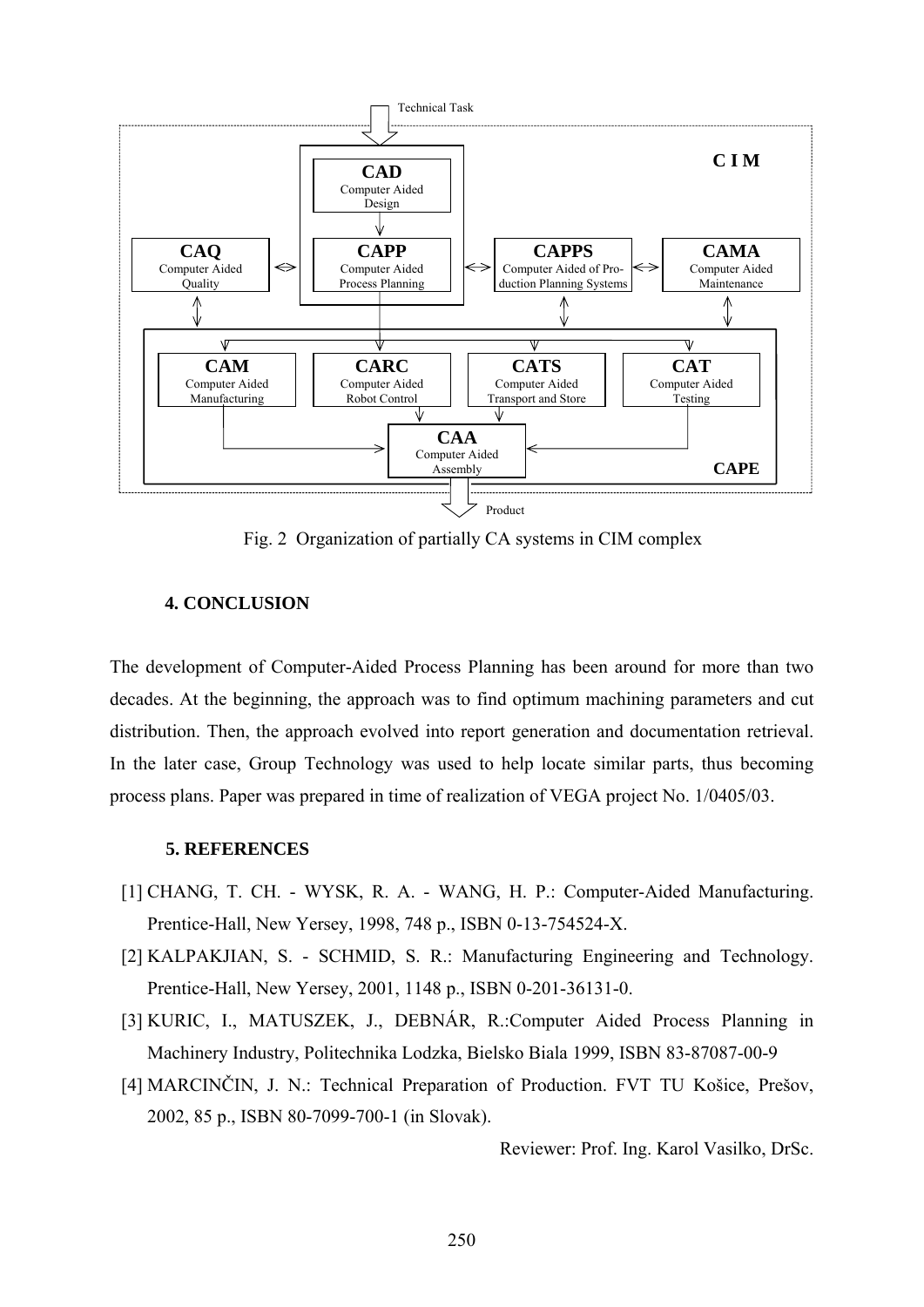Technical Task

C I M

**CAD**
Computer Aided Design

**CAQ**
Computer Aided Quality

**CAPP**
Computer Aided Process Planning

**CAPPS**
Computer Aided of Production Planning Systems

**CAMA**
Computer Aided Maintenance

**CAM**
Computer Aided Manufacturing

**CARC**
Computer Aided Robot Control

**CATS**
Computer Aided Transport and Store

**CAT**
Computer Aided Testing

**CAA**
Computer Aided Assembly

CAPE

Product

Fig. 2 Organization of partially CA systems in CIM complex

## 4. CONCLUSION

The development of Computer-Aided Process Planning has been around for more than two decades. At the beginning, the approach was to find optimum machining parameters and cut distribution. Then, the approach evolved into report generation and documentation retrieval. In the later case, Group Technology was used to help locate similar parts, thus becoming process plans. Paper was prepared in time of realization of VEGA project No. 1/0405/03.

## 5. REFERENCES

[1] CHANG, T. CH. - WYSK, R. A. - WANG, H. P.: Computer-Aided Manufacturing. Prentice-Hall, New Yersey, 1998, 748 p., ISBN 0-13-754524-X.

[2] KALPAKJIAN, S. - SCHMID, S. R.: Manufacturing Engineering and Technology. Prentice-Hall, New Yersey, 2001, 1148 p., ISBN 0-201-36131-0.

[3] KURIC, I., MATUSZEK, J., DEBNÁR, R.:Computer Aided Process Planning in Machinery Industry, Politechnika Lodzka, Bielsko Biala 1999, ISBN 83-87087-00-9

[4] MARCINČIN, J. N.: Technical Preparation of Production. FVT TU Košice, Prešov, 2002, 85 p., ISBN 80-7099-700-1 (in Slovak).

Reviewer: Prof. Ing. Karol Vasilko, DrSc.